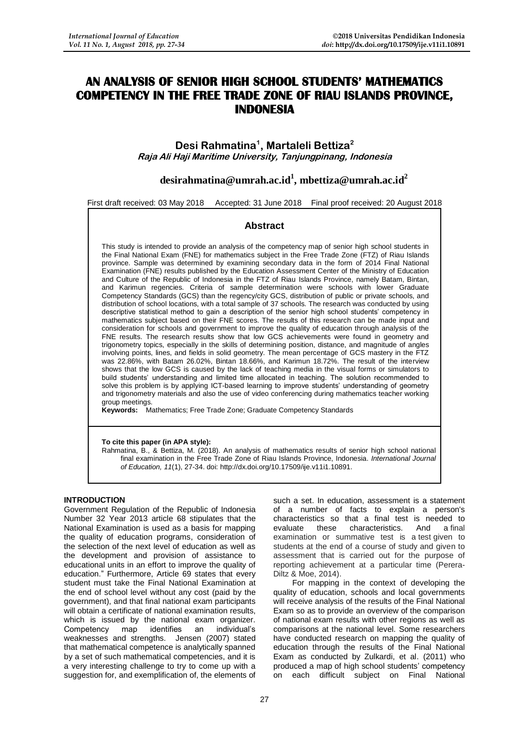# AN ANALYSIS OF SENIOR HIGH SCHOOL STUDENTS' MATHEMATICS COMPETENCY IN THE FREE TRADE ZONE OF RIAU ISLANDS PROVINCE, INDONESIA

**Desi Rahmatina[1], Martaleli Bettiza[2]**
***Raja Ali Haji Maritime University, Tanjungpinang, Indonesia***

**desirahmatina@umrah.ac.id[1], mbettiza@umrah.ac.id[2]**

First draft received: 03 May 2018 Accepted: 31 June 2018 Final proof received: 20 August 2018

## Abstract

This study is intended to provide an analysis of the competency map of senior high school students in the Final National Exam (FNE) for mathematics subject in the Free Trade Zone (FTZ) of Riau Islands province. Sample was determined by examining secondary data in the form of 2014 Final National Examination (FNE) results published by the Education Assessment Center of the Ministry of Education and Culture of the Republic of Indonesia in the FTZ of Riau Islands Province, namely Batam, Bintan, and Karimun regencies. Criteria of sample determination were schools with lower Graduate Competency Standards (GCS) than the regency/city GCS, distribution of public or private schools, and distribution of school locations, with a total sample of 37 schools. The research was conducted by using descriptive statistical method to gain a description of the senior high school students' competency in mathematics subject based on their FNE scores. The results of this research can be made input and consideration for schools and government to improve the quality of education through analysis of the FNE results. The research results show that low GCS achievements were found in geometry and trigonometry topics, especially in the skills of determining position, distance, and magnitude of angles involving points, lines, and fields in solid geometry. The mean percentage of GCS mastery in the FTZ was 22.86%, with Batam 26.02%, Bintan 18.66%, and Karimun 18.72%. The result of the interview shows that the low GCS is caused by the lack of teaching media in the visual forms or simulators to build students' understanding and limited time allocated in teaching. The solution recommended to solve this problem is by applying ICT-based learning to improve students' understanding of geometry and trigonometry materials and also the use of video conferencing during mathematics teacher working group meetings.

**Keywords:** Mathematics; Free Trade Zone; Graduate Competency Standards

**To cite this paper (in APA style):**
Rahmatina, B., & Bettiza, M. (2018). An analysis of mathematics results of senior high school national final examination in the Free Trade Zone of Riau Islands Province, Indonesia. *International Journal of Education, 11*(1), 27-34. doi: http://dx.doi.org/10.17509/ije.v11i1.10891.

## INTRODUCTION

Government Regulation of the Republic of Indonesia Number 32 Year 2013 article 68 stipulates that the National Examination is used as a basis for mapping the quality of education programs, consideration of the selection of the next level of education as well as the development and provision of assistance to educational units in an effort to improve the quality of education." Furthermore, Article 69 states that every student must take the Final Examination at the end of school level without any cost (paid by the government), and that final national exam participants will obtain a certificate of national examination results, which is issued by the national exam organizer. Competency map identifies an individual's weaknesses and strengths. Jensen (2007) stated that mathematical competence is analytically spanned by a set of such mathematical competencies, and it is a very interesting challenge to try to come up with a suggestion for, and exemplification of, the elements of such a set. In education, assessment is a statement of a number of facts to explain a person's characteristics so that a final test is needed to evaluate these characteristics. And a final examination or summative test is a test given to students at the end of a course of study and given to assessment that is carried out for the purpose of reporting achievement at a particular time (Perera-Diltz & Moe, 2014).

For mapping in the context of developing the quality of education, schools and local governments will receive analysis of the results of the Final National Exam so as to provide an overview of the comparison of national exam results with other regions as well as comparisons at the national level. Some researchers have conducted research on mapping the quality of education through the results of the Final National Exam as conducted by Zulkardi, et al. (2011) who produced a map of high school students' competency on each difficult subject on Final National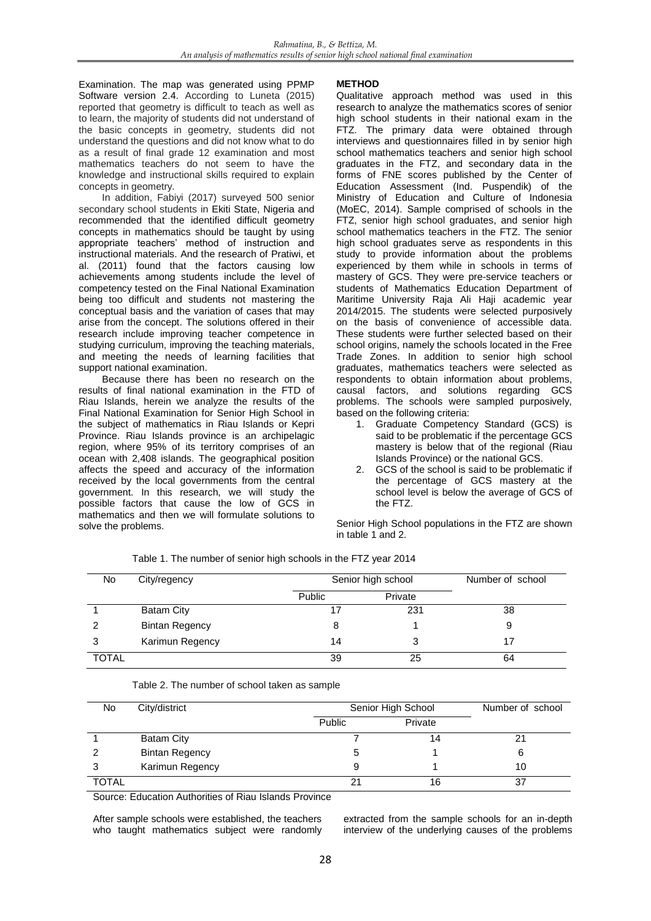Examination. The map was generated using PPMP Software version 2.4. According to Luneta (2015) reported that geometry is difficult to teach as well as to learn, the majority of students did not understand of the basic concepts in geometry, students did not understand the questions and did not know what to do as a result of final grade 12 examination and most mathematics teachers do not seem to have the knowledge and instructional skills required to explain concepts in geometry.

In addition, Fabiyi (2017) surveyed 500 senior secondary school students in Ekiti State, Nigeria and recommended that the identified difficult geometry concepts in mathematics should be taught by using appropriate teachers' method of instruction and instructional materials. And the research of Pratiwi, et al. (2011) found that the factors causing low achievements among students include the level of competency tested on the Final National Examination being too difficult and students not mastering the conceptual basis and the variation of cases that may arise from the concept. The solutions offered in their research include improving teacher competence in studying curriculum, improving the teaching materials, and meeting the needs of learning facilities that support national examination.

Because there has been no research on the results of final national examination in the FTD of Riau Islands, herein we analyze the results of the Final National Examination for Senior High School in the subject of mathematics in Riau Islands or Kepri Province. Riau Islands province is an archipelagic region, where 95% of its territory comprises of an ocean with 2,408 islands. The geographical position affects the speed and accuracy of the information received by the local governments from the central government. In this research, we will study the possible factors that cause the low of GCS in mathematics and then we will formulate solutions to solve the problems.

## METHOD

Qualitative approach method was used in this research to analyze the mathematics scores of senior high school students in their national exam in the FTZ. The primary data were obtained through interviews and questionnaires filled in by senior high school mathematics teachers and senior high school graduates in the FTZ, and secondary data in the forms of FNE scores published by the Center of Education Assessment (Ind. Puspendik) of the Ministry of Education and Culture of Indonesia (MoEC, 2014). Sample comprised of schools in the FTZ, senior high school graduates, and senior high school mathematics teachers in the FTZ. The senior high school graduates serve as respondents in this study to provide information about the problems experienced by them while in schools in terms of mastery of GCS. They were pre-service teachers or students of Mathematics Education Department of Maritime University Raja Ali Haji academic year 2014/2015. The students were selected purposively on the basis of convenience of accessible data. These students were further selected based on their school origins, namely the schools located in the Free Trade Zones. In addition to senior high school graduates, mathematics teachers were selected as respondents to obtain information about problems, causal factors, and solutions regarding GCS problems. The schools were sampled purposively, based on the following criteria:

1. Graduate Competency Standard (GCS) is said to be problematic if the percentage GCS mastery is below that of the regional (Riau Islands Province) or the national GCS.
2. GCS of the school is said to be problematic if the percentage of GCS mastery at the school level is below the average of GCS of the FTZ.

Senior High School populations in the FTZ are shown in table 1 and 2.

Table 1. The number of senior high schools in the FTZ year 2014

| No | City/regency | Senior high school | | Number of school |
|---|---|---|---|---|
| | | Public | Private | |
| 1 | Batam City | 17 | 231 | 38 |
| 2 | Bintan Regency | 8 | 1 | 9 |
| 3 | Karimun Regency | 14 | 3 | 17 |
| TOTAL | | 39 | 25 | 64 |

Table 2. The number of school taken as sample

| No | City/district | Senior High School | | Number of school |
|---|---|---|---|---|
| | | Public | Private | |
| 1 | Batam City | 7 | 14 | 21 |
| 2 | Bintan Regency | 5 | 1 | 6 |
| 3 | Karimun Regency | 9 | 1 | 10 |
| TOTAL | | 21 | 16 | 37 |

Source: Education Authorities of Riau Islands Province

After sample schools were established, the teachers who taught mathematics subject were randomly extracted from the sample schools for an in-depth interview of the underlying causes of the problems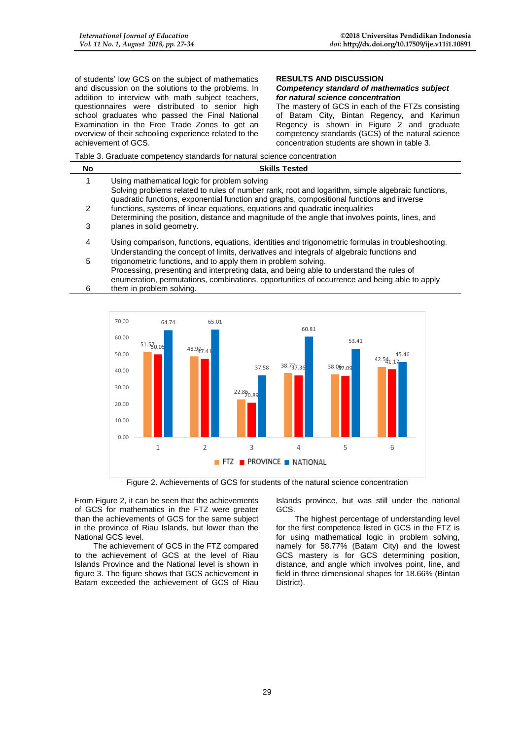of students' low GCS on the subject of mathematics and discussion on the solutions to the problems. In addition to interview with math subject teachers, questionnaires were distributed to senior high school graduates who passed the Final National Examination in the Free Trade Zones to get an overview of their schooling experience related to the achievement of GCS.

## RESULTS AND DISCUSSION

### *Competency standard of mathematics subject for natural science concentration*

The mastery of GCS in each of the FTZs consisting of Batam City, Bintan Regency, and Karimun Regency is shown in Figure 2 and graduate competency standards (GCS) of the natural science concentration students are shown in table 3.

Table 3. Graduate competency standards for natural science concentration

| No | Skills Tested |
|---|---|
| 1 | Using mathematical logic for problem solving |
| 2 | Solving problems related to rules of number rank, root and logarithm, simple algebraic functions, quadratic functions, exponential function and graphs, compositional functions and inverse functions, systems of linear equations, equations and quadratic inequalities |
| 3 | Determining the position, distance and magnitude of the angle that involves points, lines, and planes in solid geometry. |
| 4 | Using comparison, functions, equations, identities and trigonometric formulas in troubleshooting. |
| 5 | Understanding the concept of limits, derivatives and integrals of algebraic functions and trigonometric functions, and to apply them in problem solving. |
| 6 | Processing, presenting and interpreting data, and being able to understand the rules of enumeration, permutations, combinations, opportunities of occurrence and being able to apply them in problem solving. |

| Skill | FTZ | PROVINCE | NATIONAL |
|---|---|---|---|
| 1 | 51.57 | 50.05 | 64.74 |
| 2 | 48.99 | 47.41 | 65.01 |
| 3 | 22.86 | 20.89 | 37.58 |
| 4 | 38.77 | 37.36 | 60.81 |
| 5 | 38.06 | 37.09 | 53.41 |
| 6 | 42.54 | 41.17 | 45.46 |

Figure 2. Achievements of GCS for students of the natural science concentration

From Figure 2, it can be seen that the achievements of GCS for mathematics in the FTZ were greater than the achievements of GCS for the same subject in the province of Riau Islands, but lower than the National GCS level.

The achievement of GCS in the FTZ compared to the achievement of GCS at the level of Riau Islands Province and the National level is shown in figure 3. The figure shows that GCS achievement in Batam exceeded the achievement of GCS of Riau Islands province, but was still under the national GCS.

The highest percentage of understanding level for the first competence listed in GCS in the FTZ is for using mathematical logic in problem solving, namely for 58.77% (Batam City) and the lowest GCS mastery is for GCS determining position, distance, and angle which involves point, line, and field in three dimensional shapes for 18.66% (Bintan District).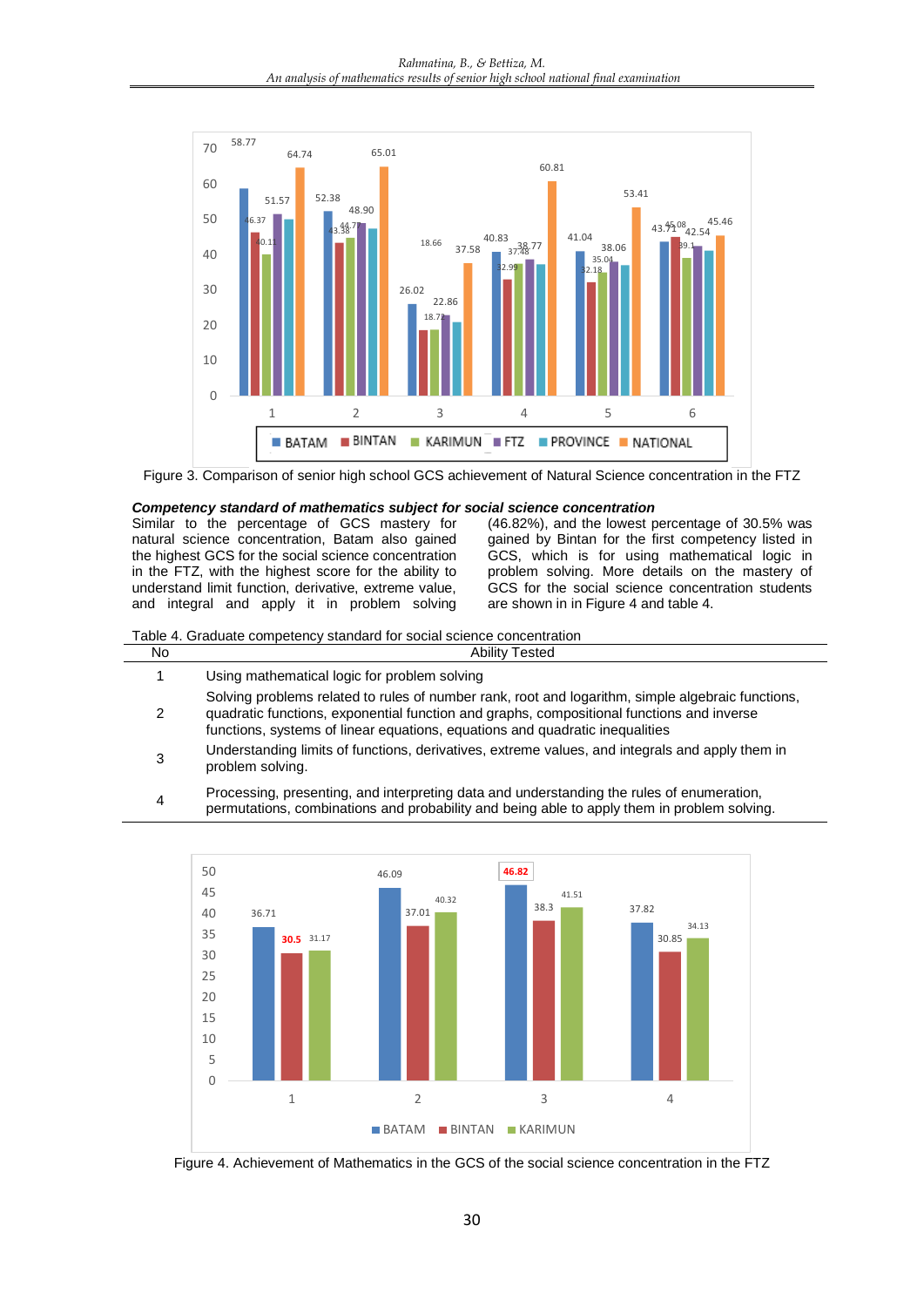Figure 3. Comparison of senior high school GCS achievement of Natural Science concentration in the FTZ

### *Competency standard of mathematics subject for social science concentration*

Similar to the percentage of GCS mastery for natural science concentration, Batam also gained the highest GCS for the social science concentration in the FTZ, with the highest score for the ability to understand limit function, derivative, extreme value, and integral and apply it in problem solving (46.82%), and the lowest percentage of 30.5% was gained by Bintan for the first competency listed in GCS, which is for using mathematical logic in problem solving. More details on the mastery of GCS for the social science concentration students are shown in in Figure 4 and table 4.

Table 4. Graduate competency standard for social science concentration

| No | Ability Tested |
|---|---|
| 1 | Using mathematical logic for problem solving |
| 2 | Solving problems related to rules of number rank, root and logarithm, simple algebraic functions, quadratic functions, exponential function and graphs, compositional functions and inverse functions, systems of linear equations, equations and quadratic inequalities |
| 3 | Understanding limits of functions, derivatives, extreme values, and integrals and apply them in problem solving. |
| 4 | Processing, presenting, and interpreting data and understanding the rules of enumeration, permutations, combinations and probability and being able to apply them in problem solving. |

Figure 4. Achievement of Mathematics in the GCS of the social science concentration in the FTZ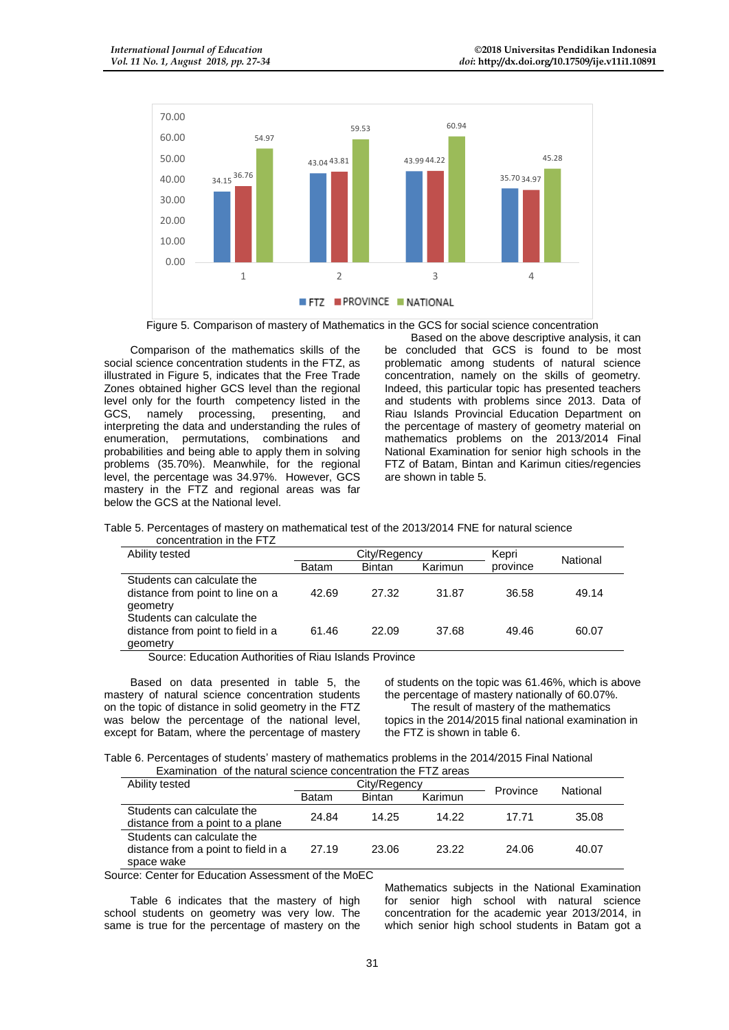Figure 5. Comparison of mastery of Mathematics in the GCS for social science concentration

Comparison of the mathematics skills of the social science concentration students in the FTZ, as illustrated in Figure 5, indicates that the Free Trade Zones obtained higher GCS level than the regional level only for the fourth competency listed in the GCS, namely processing, presenting, and interpreting the data and understanding the rules of enumeration, permutations, combinations and probabilities and being able to apply them in solving problems (35.70%). Meanwhile, for the regional level, the percentage was 34.97%. However, GCS mastery in the FTZ and regional areas was far below the GCS at the National level.

Based on the above descriptive analysis, it can be concluded that GCS is found to be most problematic among students of natural science concentration, namely on the skills of geometry. Indeed, this particular topic has presented teachers and students with problems since 2013. Data of Riau Islands Provincial Education Department on the percentage of mastery of geometry material on mathematics problems on the 2013/2014 Final National Examination for senior high schools in the FTZ of Batam, Bintan and Karimun cities/regencies are shown in table 5.

Table 5. Percentages of mastery on mathematical test of the 2013/2014 FNE for natural science concentration in the FTZ

| Ability tested | City/Regency | | | Kepri province | National |
|---|---|---|---|---|---|
| | Batam | Bintan | Karimun | | |
| Students can calculate the distance from point to line on a geometry | 42.69 | 27.32 | 31.87 | 36.58 | 49.14 |
| Students can calculate the distance from point to field in a geometry | 61.46 | 22.09 | 37.68 | 49.46 | 60.07 |

Source: Education Authorities of Riau Islands Province

Based on data presented in table 5, the mastery of natural science concentration students on the topic of distance in solid geometry in the FTZ was below the percentage of the national level, except for Batam, where the percentage of mastery of students on the topic was 61.46%, which is above the percentage of mastery nationally of 60.07%.

The result of mastery of the mathematics topics in the 2014/2015 final national examination in the FTZ is shown in table 6.

Table 6. Percentages of students' mastery of mathematics problems in the 2014/2015 Final National Examination of the natural science concentration the FTZ areas

| Ability tested | City/Regency | | | Province | National |
|---|---|---|---|---|---|
| | Batam | Bintan | Karimun | | |
| Students can calculate the distance from a point to a plane | 24.84 | 14.25 | 14.22 | 17.71 | 35.08 |
| Students can calculate the distance from a point to field in a space wake | 27.19 | 23.06 | 23.22 | 24.06 | 40.07 |

Source: Center for Education Assessment of the MoEC

Table 6 indicates that the mastery of high school students on geometry was very low. The same is true for the percentage of mastery on the Mathematics subjects in the National Examination for senior high school with natural science concentration for the academic year 2013/2014, in which senior high school students in Batam got a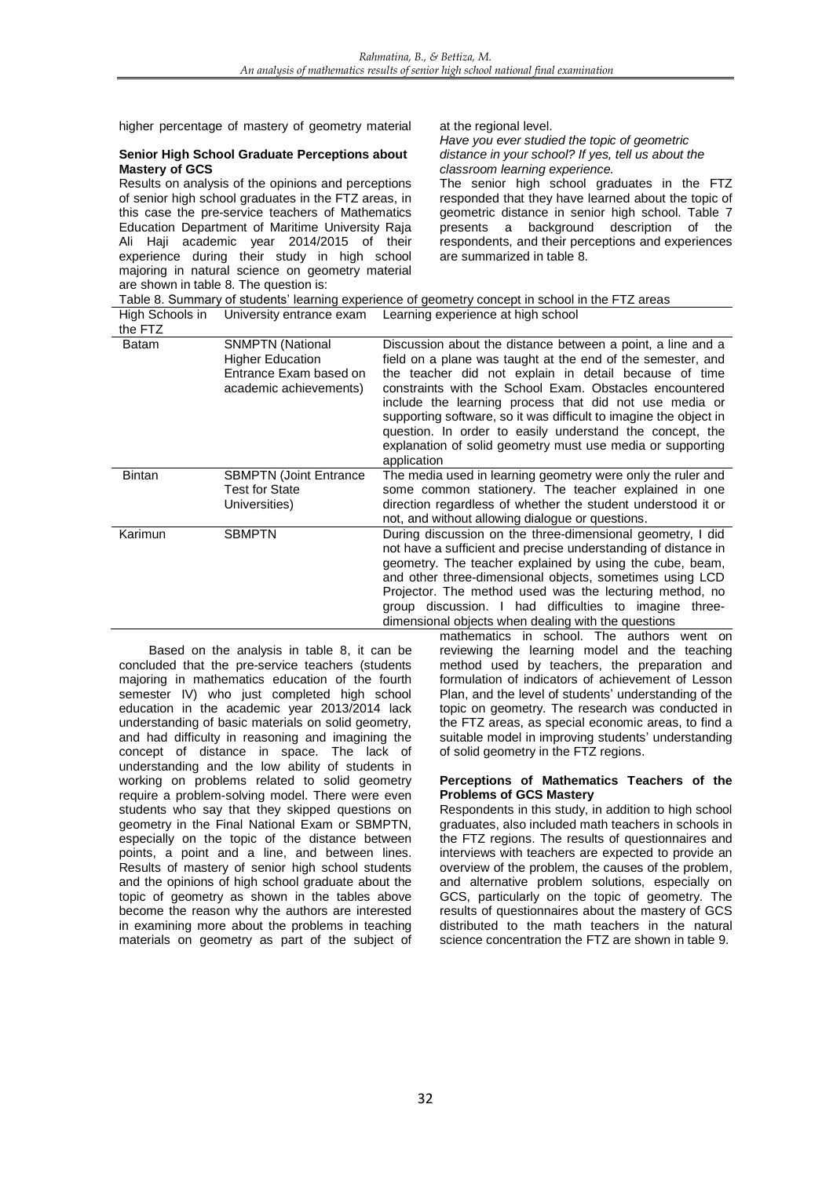higher percentage of mastery of geometry material at the regional level.

**Senior High School Graduate Perceptions about Mastery of GCS**

Results on analysis of the opinions and perceptions of senior high school graduates in the FTZ areas, in this case the pre-service teachers of Mathematics Education Department of Maritime University Raja Ali Haji academic year 2014/2015 of their experience during their study in high school majoring in natural science on geometry material are shown in table 8. The question is:

*Have you ever studied the topic of geometric distance in your school? If yes, tell us about the classroom learning experience.*

The senior high school graduates in the FTZ responded that they have learned about the topic of geometric distance in senior high school. Table 7 presents a background description of the respondents, and their perceptions and experiences are summarized in table 8.

Table 8. Summary of students' learning experience of geometry concept in school in the FTZ areas

| High Schools in the FTZ | University entrance exam | Learning experience at high school |
|---|---|---|
| Batam | SNMPTN (National Higher Education Entrance Exam based on academic achievements) | Discussion about the distance between a point, a line and a field on a plane was taught at the end of the semester, and the teacher did not explain in detail because of time constraints with the School Exam. Obstacles encountered include the learning process that did not use media or supporting software, so it was difficult to imagine the object in question. In order to easily understand the concept, the explanation of solid geometry must use media or supporting application |
| Bintan | SBMPTN (Joint Entrance Test for State Universities) | The media used in learning geometry were only the ruler and some common stationery. The teacher explained in one direction regardless of whether the student understood it or not, and without allowing dialogue or questions. |
| Karimun | SBMPTN | During discussion on the three-dimensional geometry, I did not have a sufficient and precise understanding of distance in geometry. The teacher explained by using the cube, beam, and other three-dimensional objects, sometimes using LCD Projector. The method used was the lecturing method, no group discussion. I had difficulties to imagine three-dimensional objects when dealing with the questions |

Based on the analysis in table 8, it can be concluded that the pre-service teachers (students majoring in mathematics education of the fourth semester IV) who just completed high school education in the academic year 2013/2014 lack understanding of basic materials on solid geometry, and had difficulty in reasoning and imagining the concept of distance in space. The lack of understanding and the low ability of students in working on problems related to solid geometry require a problem-solving model. There were even students who say that they skipped questions on geometry in the Final National Exam or SBMPTN, especially on the topic of the distance between points, a point and a line, and between lines. Results of mastery of senior high school students and the opinions of high school graduate about the topic of geometry as shown in the tables above become the reason why the authors are interested in examining more about the problems in teaching materials on geometry as part of the subject of mathematics in school. The authors went on reviewing the learning model and the teaching method used by teachers, the preparation and formulation of indicators of achievement of Lesson Plan, and the level of students' understanding of the topic on geometry. The research was conducted in the FTZ areas, as special economic areas, to find a suitable model in improving students' understanding of solid geometry in the FTZ regions.

**Perceptions of Mathematics Teachers of the Problems of GCS Mastery**

Respondents in this study, in addition to high school graduates, also included math teachers in schools in the FTZ regions. The results of questionnaires and interviews with teachers are expected to provide an overview of the problem, the causes of the problem, and alternative problem solutions, especially on GCS, particularly on the topic of geometry. The results of questionnaires about the mastery of GCS distributed to the math teachers in the natural science concentration the FTZ are shown in table 9.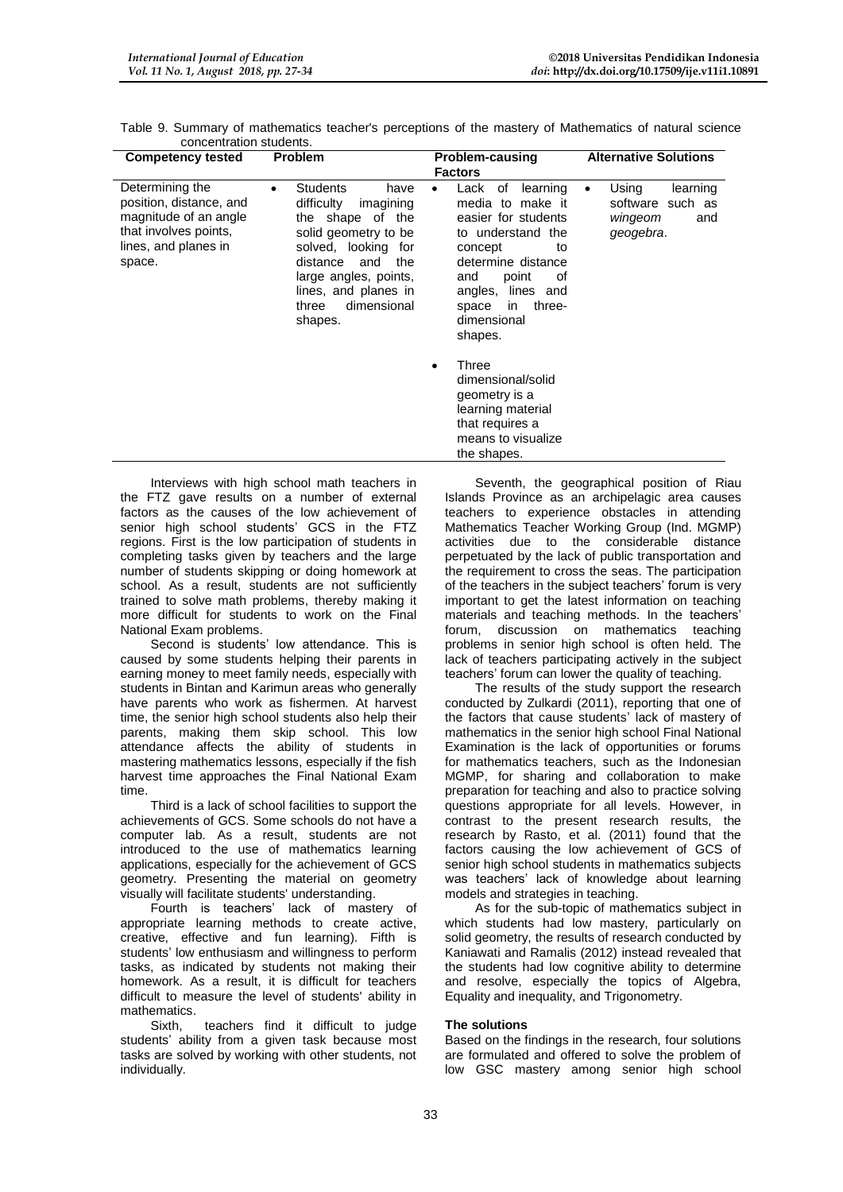Table 9. Summary of mathematics teacher's perceptions of the mastery of Mathematics of natural science concentration students.

| Competency tested | Problem | Problem-causing Factors | Alternative Solutions |
|---|---|---|---|
| Determining the position, distance, and magnitude of an angle that involves points, lines, and planes in space. | • Students have difficulty imagining the shape of the solid geometry to be solved, looking for distance and the large angles, points, lines, and planes in three dimensional shapes. | • Lack of learning media to make it easier for students to understand the concept to determine distance and point of angles, lines and space in three-dimensional shapes.<br>• Three dimensional/solid geometry is a learning material that requires a means to visualize the shapes. | • Using learning software such as *wingeom* and *geogebra*. |

Interviews with high school math teachers in the FTZ gave results on a number of external factors as the causes of the low achievement of senior high school students' GCS in the FTZ regions. First is the low participation of students in completing tasks given by teachers and the large number of students skipping or doing homework at school. As a result, students are not sufficiently trained to solve math problems, thereby making it more difficult for students to work on the Final National Exam problems.

Second is students' low attendance. This is caused by some students helping their parents in earning money to meet family needs, especially with students in Bintan and Karimun areas who generally have parents who work as fishermen. At harvest time, the senior high school students also help their parents, making them skip school. This low attendance affects the ability of students in mastering mathematics lessons, especially if the fish harvest time approaches the Final National Exam time.

Third is a lack of school facilities to support the achievements of GCS. Some schools do not have a computer lab. As a result, students are not introduced to the use of mathematics learning applications, especially for the achievement of GCS geometry. Presenting the material on geometry visually will facilitate students' understanding.

Fourth is teachers' lack of mastery of appropriate learning methods to create active, creative, effective and fun learning). Fifth is students' low enthusiasm and willingness to perform tasks, as indicated by students not making their homework. As a result, it is difficult for teachers difficult to measure the level of students' ability in mathematics.

Sixth, teachers find it difficult to judge students' ability from a given task because most tasks are solved by working with other students, not individually.

Seventh, the geographical position of Riau Islands Province as an archipelagic area causes teachers to experience obstacles in attending Mathematics Teacher Working Group (Ind. MGMP) activities due to the considerable distance perpetuated by the lack of public transportation and the requirement to cross the seas. The participation of the teachers in the subject teachers' forum is very important to get the latest information on teaching materials and teaching methods. In the teachers' forum, discussion on mathematics teaching problems in senior high school is often held. The lack of teachers participating actively in the subject teachers' forum can lower the quality of teaching.

The results of the study support the research conducted by Zulkardi (2011), reporting that one of the factors that cause students' lack of mastery of mathematics in the senior high school Final National Examination is the lack of opportunities or forums for mathematics teachers, such as the Indonesian MGMP, for sharing and collaboration to make preparation for teaching and also to practice solving questions appropriate for all levels. However, in contrast to the present research results, the research by Rasto, et al. (2011) found that the factors causing the low achievement of GCS of senior high school students in mathematics subjects was teachers' lack of knowledge about learning models and strategies in teaching.

As for the sub-topic of mathematics subject in which students had low mastery, particularly on solid geometry, the results of research conducted by Kaniawati and Ramalis (2012) instead revealed that the students had low cognitive ability to determine and resolve, especially the topics of Algebra, Equality and inequality, and Trigonometry.

**The solutions**

Based on the findings in the research, four solutions are formulated and offered to solve the problem of low GSC mastery among senior high school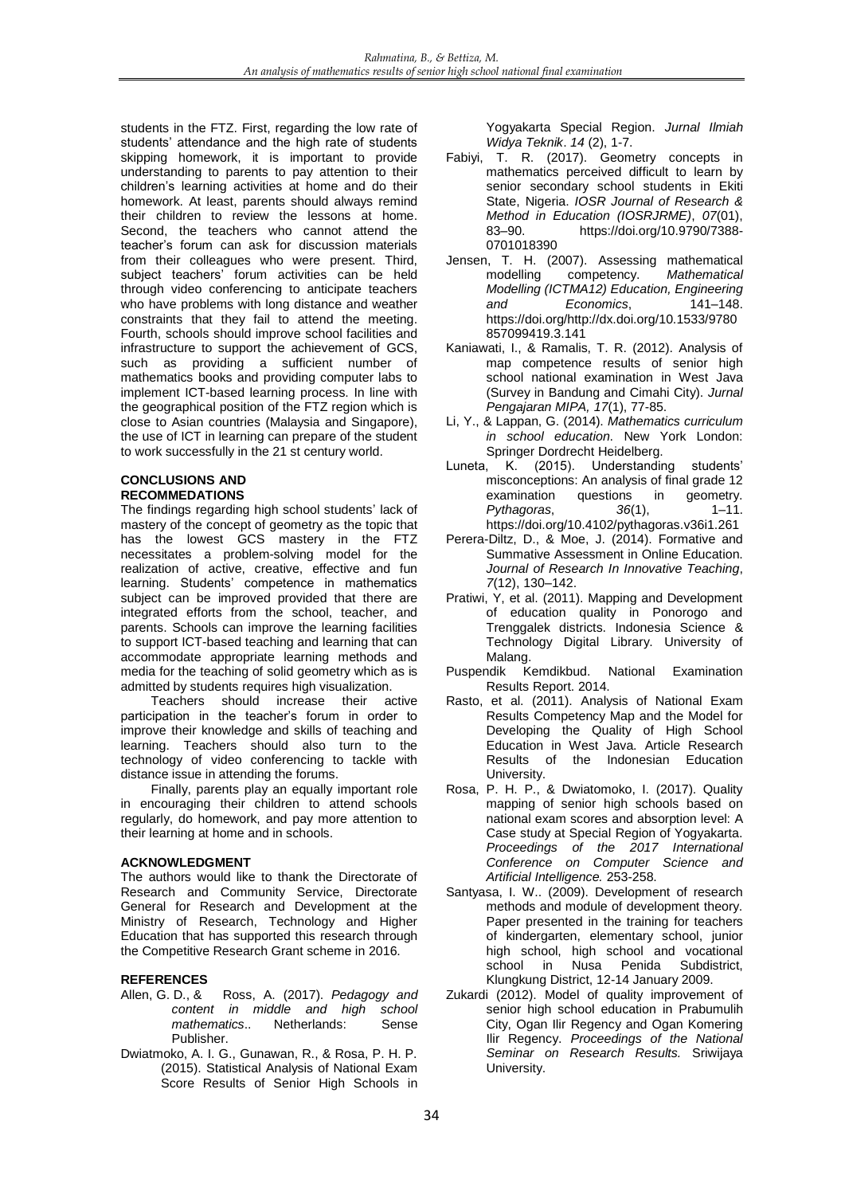students in the FTZ. First, regarding the low rate of students' attendance and the high rate of students skipping homework, it is important to provide understanding to parents to pay attention to their children's learning activities at home and do their homework. At least, parents should always remind their children to review the lessons at home. Second, the teachers who cannot attend the teacher's forum can ask for discussion materials from their colleagues who were present. Third, subject teachers' forum activities can be held through video conferencing to anticipate teachers who have problems with long distance and weather constraints that they fail to attend the meeting. Fourth, schools should improve school facilities and infrastructure to support the achievement of GCS, such as providing a sufficient number of mathematics books and providing computer labs to implement ICT-based learning process. In line with the geographical position of the FTZ region which is close to Asian countries (Malaysia and Singapore), the use of ICT in learning can prepare of the student to work successfully in the 21 st century world.

## CONCLUSIONS AND RECOMMEDATIONS

The findings regarding high school students' lack of mastery of the concept of geometry as the topic that has the lowest GCS mastery in the FTZ necessitates a problem-solving model for the realization of active, creative, effective and fun learning. Students' competence in mathematics subject can be improved provided that there are integrated efforts from the school, teacher, and parents. Schools can improve the learning facilities to support ICT-based teaching and learning that can accommodate appropriate learning methods and media for the teaching of solid geometry which as is admitted by students requires high visualization.

Teachers should increase their active participation in the teacher's forum in order to improve their knowledge and skills of teaching and learning. Teachers should also turn to the technology of video conferencing to tackle with distance issue in attending the forums.

Finally, parents play an equally important role in encouraging their children to attend schools regularly, do homework, and pay more attention to their learning at home and in schools.

## ACKNOWLEDGMENT

The authors would like to thank the Directorate of Research and Community Service, Directorate General for Research and Development at the Ministry of Research, Technology and Higher Education that has supported this research through the Competitive Research Grant scheme in 2016.

## REFERENCES

Allen, G. D., & Ross, A. (2017). *Pedagogy and content in middle and high school mathematics*.. Netherlands: Sense Publisher.

Dwiatmoko, A. I. G., Gunawan, R., & Rosa, P. H. P. (2015). Statistical Analysis of National Exam Score Results of Senior High Schools in Yogyakarta Special Region. *Jurnal Ilmiah Widya Teknik*. *14* (2), 1-7.

Fabiyi, T. R. (2017). Geometry concepts in mathematics perceived difficult to learn by senior secondary school students in Ekiti State, Nigeria. *IOSR Journal of Research & Method in Education (IOSRJRME)*, *07*(01), 83–90. https://doi.org/10.9790/7388-0701018390

Jensen, T. H. (2007). Assessing mathematical modelling competency. *Mathematical Modelling (ICTMA12) Education, Engineering and Economics*, 141–148. https://doi.org/http://dx.doi.org/10.1533/9780857099419.3.141

Kaniawati, I., & Ramalis, T. R. (2012). Analysis of map competence results of senior high school national examination in West Java (Survey in Bandung and Cimahi City). *Jurnal Pengajaran MIPA, 17*(1), 77-85.

Li, Y., & Lappan, G. (2014). *Mathematics curriculum in school education*. New York London: Springer Dordrecht Heidelberg.

Luneta, K. (2015). Understanding students' misconceptions: An analysis of final grade 12 examination questions in geometry. *Pythagoras*, *36*(1), 1–11. https://doi.org/10.4102/pythagoras.v36i1.261

Perera-Diltz, D., & Moe, J. (2014). Formative and Summative Assessment in Online Education. *Journal of Research In Innovative Teaching*, *7*(12), 130–142.

Pratiwi, Y, et al. (2011). Mapping and Development of education quality in Ponorogo and Trenggalek districts. Indonesia Science & Technology Digital Library. University of Malang.

Puspendik Kemdikbud. National Examination Results Report. 2014.

Rasto, et al. (2011). Analysis of National Exam Results Competency Map and the Model for Developing the Quality of High School Education in West Java. Article Research Results of the Indonesian Education University.

Rosa, P. H. P., & Dwiatomoko, I. (2017). Quality mapping of senior high schools based on national exam scores and absorption level: A Case study at Special Region of Yogyakarta. *Proceedings of the 2017 International Conference on Computer Science and Artificial Intelligence.* 253-258.

Santyasa, I. W.. (2009). Development of research methods and module of development theory. Paper presented in the training for teachers of kindergarten, elementary school, junior high school, high school and vocational school in Nusa Penida Subdistrict, Klungkung District, 12-14 January 2009.

Zukardi (2012). Model of quality improvement of senior high school education in Prabumulih City, Ogan Ilir Regency and Ogan Komering Ilir Regency. *Proceedings of the National Seminar on Research Results.* Sriwijaya University.